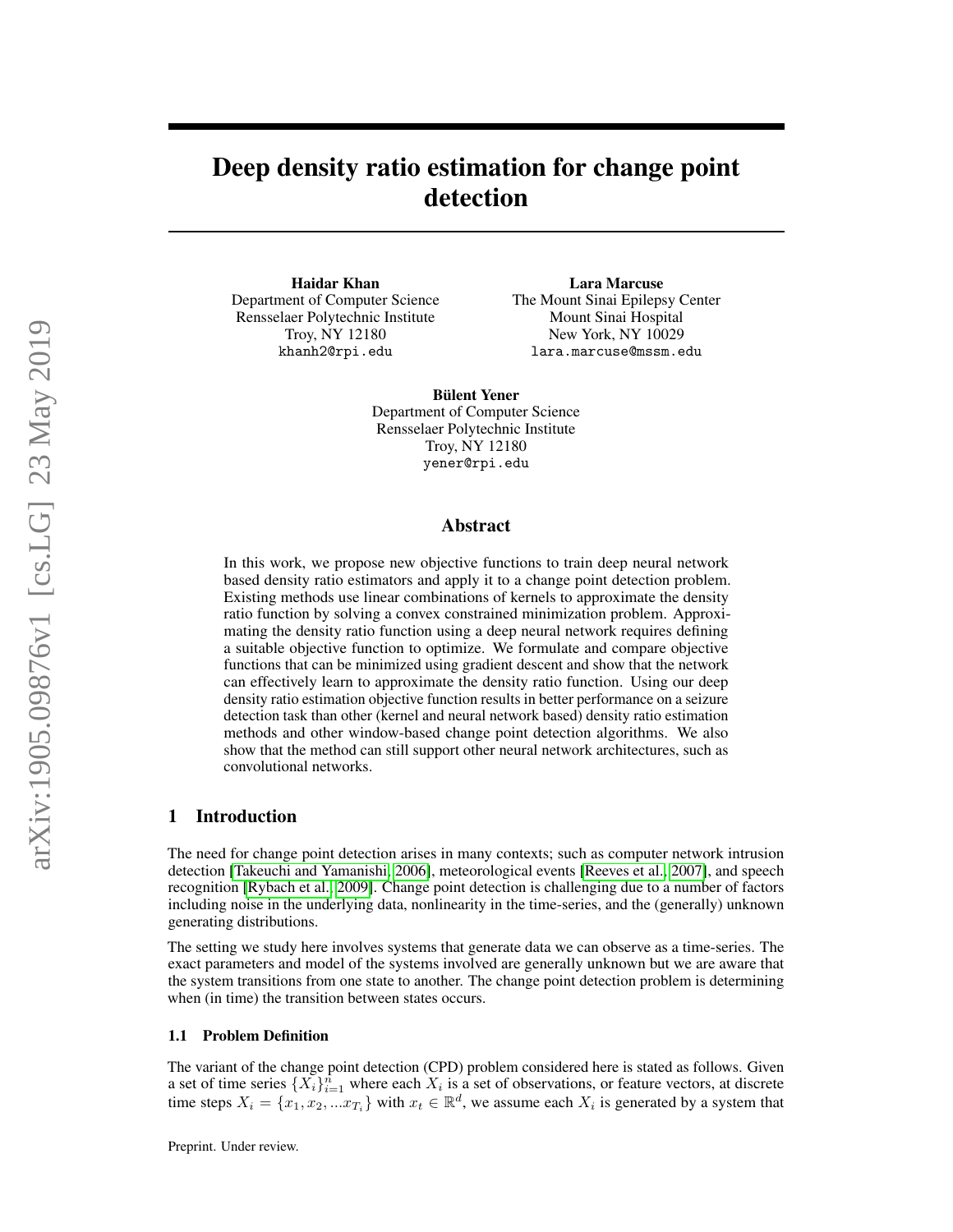# Deep density ratio estimation for change point detection

**Haidar Khan**
Department of Computer Science
Rensselaer Polytechnic Institute
Troy, NY 12180
khanh2@rpi.edu

**Lara Marcuse**
The Mount Sinai Epilepsy Center
Mount Sinai Hospital
New York, NY 10029
lara.marcuse@mssm.edu

**Bülent Yener**
Department of Computer Science
Rensselaer Polytechnic Institute
Troy, NY 12180
yener@rpi.edu

## Abstract

In this work, we propose new objective functions to train deep neural network based density ratio estimators and apply it to a change point detection problem. Existing methods use linear combinations of kernels to approximate the density ratio function by solving a convex constrained minimization problem. Approximating the density ratio function using a deep neural network requires defining a suitable objective function to optimize. We formulate and compare objective functions that can be minimized using gradient descent and show that the network can effectively learn to approximate the density ratio function. Using our deep density ratio estimation objective function results in better performance on a seizure detection task than other (kernel and neural network based) density ratio estimation methods and other window-based change point detection algorithms. We also show that the method can still support other neural network architectures, such as convolutional networks.

## 1 Introduction

The need for change point detection arises in many contexts; such as computer network intrusion detection [Takeuchi and Yamanishi, 2006], meteorological events [Reeves et al., 2007], and speech recognition [Rybach et al., 2009]. Change point detection is challenging due to a number of factors including noise in the underlying data, nonlinearity in the time-series, and the (generally) unknown generating distributions.

The setting we study here involves systems that generate data we can observe as a time-series. The exact parameters and model of the systems involved are generally unknown but we are aware that the system transitions from one state to another. The change point detection problem is determining when (in time) the transition between states occurs.

### 1.1 Problem Definition

The variant of the change point detection (CPD) problem considered here is stated as follows. Given a set of time series $\{X_i\}_{i=1}^{n}$ where each $X_i$ is a set of observations, or feature vectors, at discrete time steps $X_i = \{x_1, x_2, ...x_{T_i}\}$ with $x_t \in \mathbb{R}^d$, we assume each $X_i$ is generated by a system that

Preprint. Under review.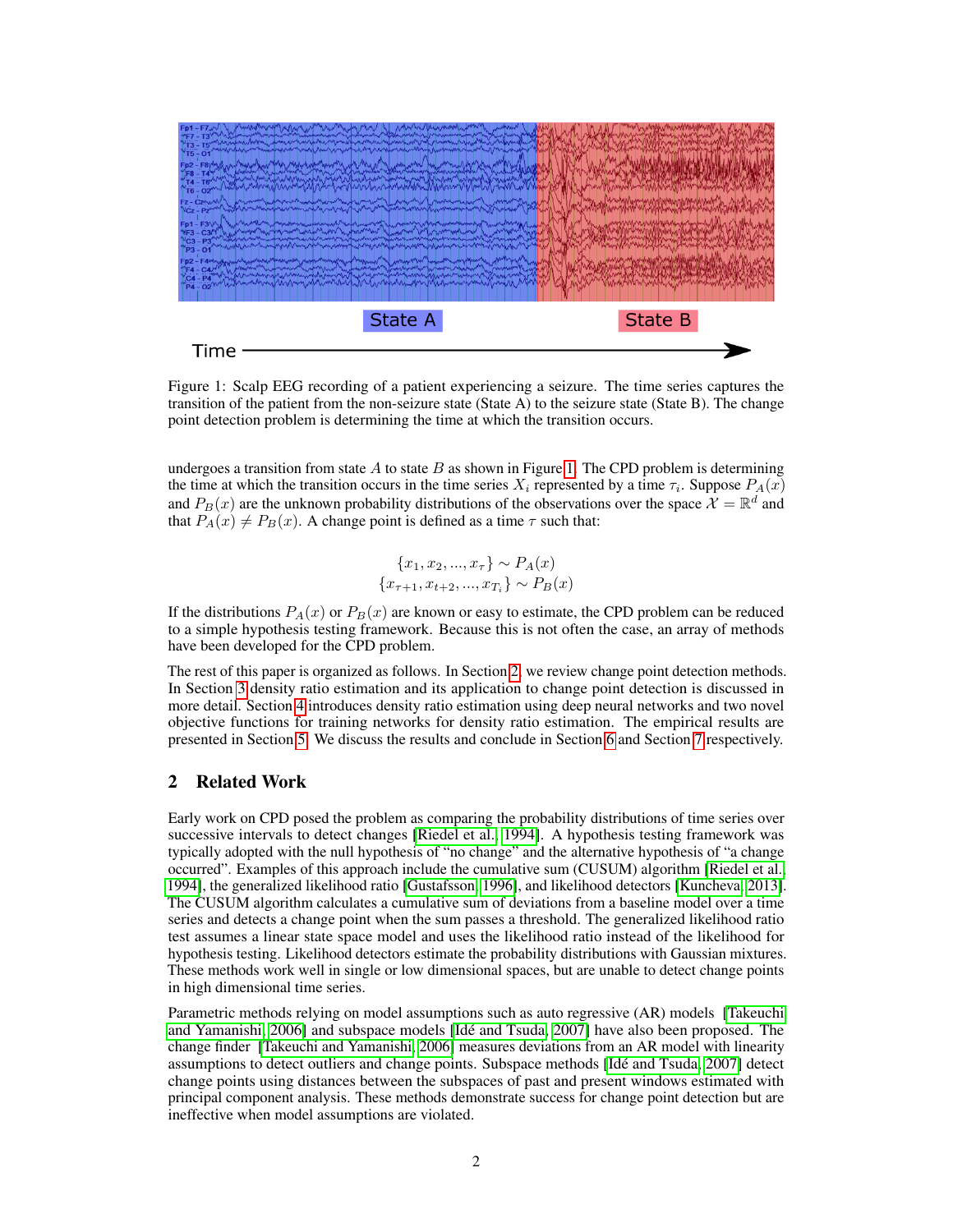Figure 1: Scalp EEG recording of a patient experiencing a seizure. The time series captures the transition of the patient from the non-seizure state (State A) to the seizure state (State B). The change point detection problem is determining the time at which the transition occurs.

undergoes a transition from state $A$ to state $B$ as shown in Figure 1. The CPD problem is determining the time at which the transition occurs in the time series $X_i$ represented by a time $\tau_i$. Suppose $P_A(x)$ and $P_B(x)$ are the unknown probability distributions of the observations over the space $\mathcal{X} = \mathbb{R}^d$ and that $P_A(x) \neq P_B(x)$. A change point is defined as a time $\tau$ such that:

$$
\{x_1, x_2, ..., x_\tau\} \sim P_A(x)
$$
$$
\{x_{\tau+1}, x_{t+2}, ..., x_{T_i}\} \sim P_B(x)
$$

If the distributions $P_A(x)$ or $P_B(x)$ are known or easy to estimate, the CPD problem can be reduced to a simple hypothesis testing framework. Because this is not often the case, an array of methods have been developed for the CPD problem.

The rest of this paper is organized as follows. In Section 2, we review change point detection methods. In Section 3 density ratio estimation and its application to change point detection is discussed in more detail. Section 4 introduces density ratio estimation using deep neural networks and two novel objective functions for training networks for density ratio estimation. The empirical results are presented in Section 5. We discuss the results and conclude in Section 6 and Section 7 respectively.

## 2 Related Work

Early work on CPD posed the problem as comparing the probability distributions of time series over successive intervals to detect changes [Riedel et al., 1994]. A hypothesis testing framework was typically adopted with the null hypothesis of "no change" and the alternative hypothesis of "a change occurred". Examples of this approach include the cumulative sum (CUSUM) algorithm [Riedel et al., 1994], the generalized likelihood ratio [Gustafsson, 1996], and likelihood detectors [Kuncheva, 2013]. The CUSUM algorithm calculates a cumulative sum of deviations from a baseline model over a time series and detects a change point when the sum passes a threshold. The generalized likelihood ratio test assumes a linear state space model and uses the likelihood ratio instead of the likelihood for hypothesis testing. Likelihood detectors estimate the probability distributions with Gaussian mixtures. These methods work well in single or low dimensional spaces, but are unable to detect change points in high dimensional time series.

Parametric methods relying on model assumptions such as auto regressive (AR) models [Takeuchi and Yamanishi, 2006] and subspace models [Idé and Tsuda, 2007] have also been proposed. The change finder [Takeuchi and Yamanishi, 2006] measures deviations from an AR model with linearity assumptions to detect outliers and change points. Subspace methods [Idé and Tsuda, 2007] detect change points using distances between the subspaces of past and present windows estimated with principal component analysis. These methods demonstrate success for change point detection but are ineffective when model assumptions are violated.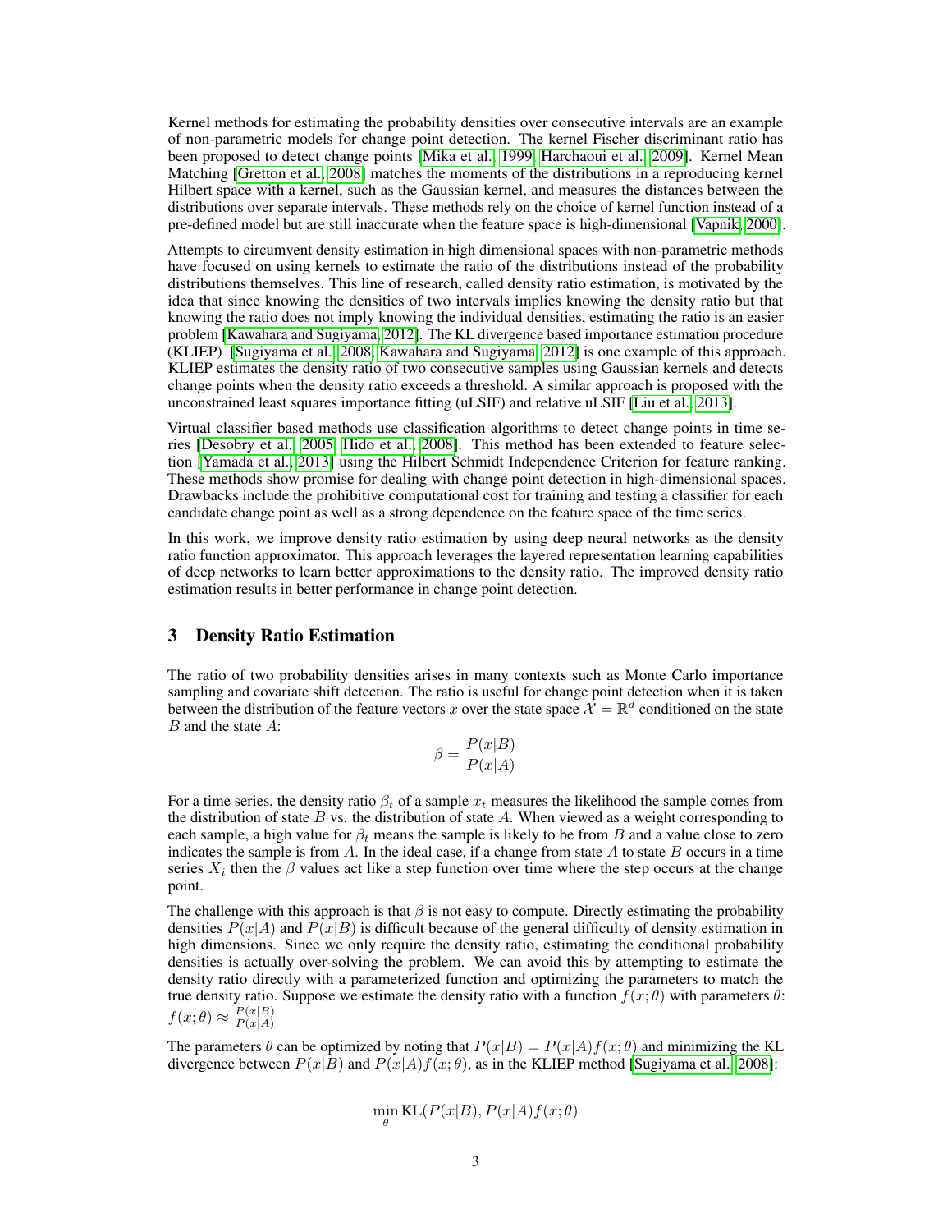Kernel methods for estimating the probability densities over consecutive intervals are an example of non-parametric models for change point detection. The kernel Fischer discriminant ratio has been proposed to detect change points [Mika et al., 1999, Harchaoui et al., 2009]. Kernel Mean Matching [Gretton et al., 2008] matches the moments of the distributions in a reproducing kernel Hilbert space with a kernel, such as the Gaussian kernel, and measures the distances between the distributions over separate intervals. These methods rely on the choice of kernel function instead of a pre-defined model but are still inaccurate when the feature space is high-dimensional [Vapnik, 2000].

Attempts to circumvent density estimation in high dimensional spaces with non-parametric methods have focused on using kernels to estimate the ratio of the distributions instead of the probability distributions themselves. This line of research, called density ratio estimation, is motivated by the idea that since knowing the densities of two intervals implies knowing the density ratio but that knowing the ratio does not imply knowing the individual densities, estimating the ratio is an easier problem [Kawahara and Sugiyama, 2012]. The KL divergence based importance estimation procedure (KLIEP) [Sugiyama et al., 2008, Kawahara and Sugiyama, 2012] is one example of this approach. KLIEP estimates the density ratio of two consecutive samples using Gaussian kernels and detects change points when the density ratio exceeds a threshold. A similar approach is proposed with the unconstrained least squares importance fitting (uLSIF) and relative uLSIF [Liu et al., 2013].

Virtual classifier based methods use classification algorithms to detect change points in time series [Desobry et al., 2005, Hido et al., 2008]. This method has been extended to feature selection [Yamada et al., 2013] using the Hilbert Schmidt Independence Criterion for feature ranking. These methods show promise for dealing with change point detection in high-dimensional spaces. Drawbacks include the prohibitive computational cost for training and testing a classifier for each candidate change point as well as a strong dependence on the feature space of the time series.

In this work, we improve density ratio estimation by using deep neural networks as the density ratio function approximator. This approach leverages the layered representation learning capabilities of deep networks to learn better approximations to the density ratio. The improved density ratio estimation results in better performance in change point detection.

## 3 Density Ratio Estimation

The ratio of two probability densities arises in many contexts such as Monte Carlo importance sampling and covariate shift detection. The ratio is useful for change point detection when it is taken between the distribution of the feature vectors $x$ over the state space $\mathcal{X} = \mathbb{R}^d$ conditioned on the state $B$ and the state $A$:

$$\beta = \frac{P(x|B)}{P(x|A)}$$

For a time series, the density ratio $\beta_t$ of a sample $x_t$ measures the likelihood the sample comes from the distribution of state $B$ vs. the distribution of state $A$. When viewed as a weight corresponding to each sample, a high value for $\beta_t$ means the sample is likely to be from $B$ and a value close to zero indicates the sample is from $A$. In the ideal case, if a change from state $A$ to state $B$ occurs in a time series $X_i$ then the $\beta$ values act like a step function over time where the step occurs at the change point.

The challenge with this approach is that $\beta$ is not easy to compute. Directly estimating the probability densities $P(x|A)$ and $P(x|B)$ is difficult because of the general difficulty of density estimation in high dimensions. Since we only require the density ratio, estimating the conditional probability densities is actually over-solving the problem. We can avoid this by attempting to estimate the density ratio directly with a parameterized function and optimizing the parameters to match the true density ratio. Suppose we estimate the density ratio with a function $f(x; \theta)$ with parameters $\theta$: $f(x; \theta) \approx \frac{P(x|B)}{P(x|A)}$

The parameters $\theta$ can be optimized by noting that $P(x|B) = P(x|A)f(x; \theta)$ and minimizing the KL divergence between $P(x|B)$ and $P(x|A)f(x; \theta)$, as in the KLIEP method [Sugiyama et al., 2008]:

$$\min_{\theta} \text{KL}(P(x|B), P(x|A)f(x; \theta)$$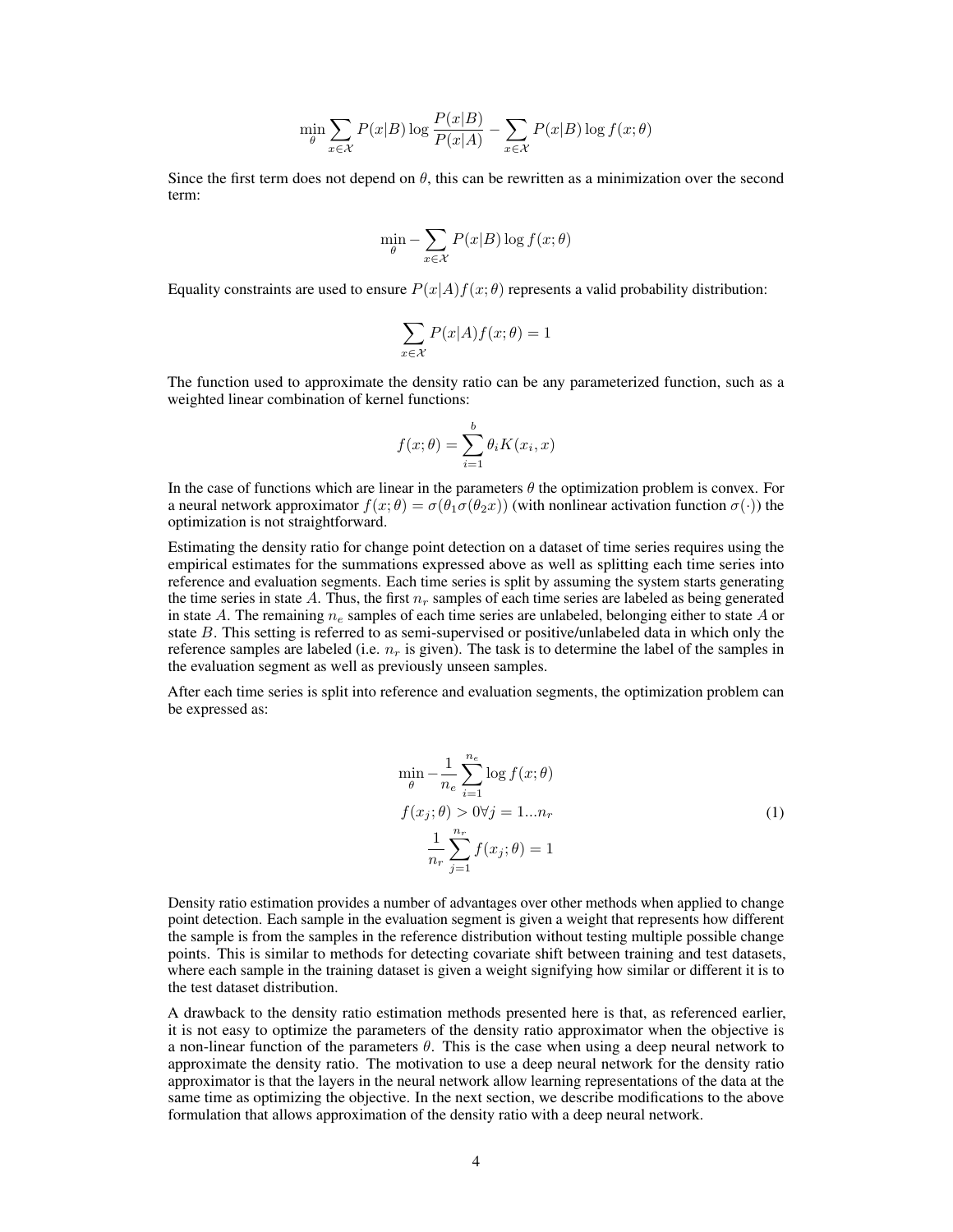$$\min_{\theta} \sum_{x \in \mathcal{X}} P(x|B) \log \frac{P(x|B)}{P(x|A)} - \sum_{x \in \mathcal{X}} P(x|B) \log f(x;\theta)$$

Since the first term does not depend on $\theta$, this can be rewritten as a minimization over the second term:

$$\min_{\theta} - \sum_{x \in \mathcal{X}} P(x|B) \log f(x;\theta)$$

Equality constraints are used to ensure $P(x|A)f(x;\theta)$ represents a valid probability distribution:

$$\sum_{x \in \mathcal{X}} P(x|A) f(x;\theta) = 1$$

The function used to approximate the density ratio can be any parameterized function, such as a weighted linear combination of kernel functions:

$$f(x;\theta) = \sum_{i=1}^{b} \theta_i K(x_i, x)$$

In the case of functions which are linear in the parameters $\theta$ the optimization problem is convex. For a neural network approximator $f(x;\theta) = \sigma(\theta_1 \sigma(\theta_2 x))$ (with nonlinear activation function $\sigma(\cdot)$) the optimization is not straightforward.

Estimating the density ratio for change point detection on a dataset of time series requires using the empirical estimates for the summations expressed above as well as splitting each time series into reference and evaluation segments. Each time series is split by assuming the system starts generating the time series in state $A$. Thus, the first $n_r$ samples of each time series are labeled as being generated in state $A$. The remaining $n_e$ samples of each time series are unlabeled, belonging either to state $A$ or state $B$. This setting is referred to as semi-supervised or positive/unlabeled data in which only the reference samples are labeled (i.e. $n_r$ is given). The task is to determine the label of the samples in the evaluation segment as well as previously unseen samples.

After each time series is split into reference and evaluation segments, the optimization problem can be expressed as:

$$\begin{aligned}
&\min_{\theta} -\frac{1}{n_e} \sum_{i=1}^{n_e} \log f(x;\theta) \\
&f(x_j;\theta) > 0 \forall j = 1 \ldots n_r \\
&\frac{1}{n_r} \sum_{j=1}^{n_r} f(x_j;\theta) = 1
\end{aligned} \tag{1}$$

Density ratio estimation provides a number of advantages over other methods when applied to change point detection. Each sample in the evaluation segment is given a weight that represents how different the sample is from the samples in the reference distribution without testing multiple possible change points. This is similar to methods for detecting covariate shift between training and test datasets, where each sample in the training dataset is given a weight signifying how similar or different it is to the test dataset distribution.

A drawback to the density ratio estimation methods presented here is that, as referenced earlier, it is not easy to optimize the parameters of the density ratio approximator when the objective is a non-linear function of the parameters $\theta$. This is the case when using a deep neural network to approximate the density ratio. The motivation to use a deep neural network for the density ratio approximator is that the layers in the neural network allow learning representations of the data at the same time as optimizing the objective. In the next section, we describe modifications to the above formulation that allows approximation of the density ratio with a deep neural network.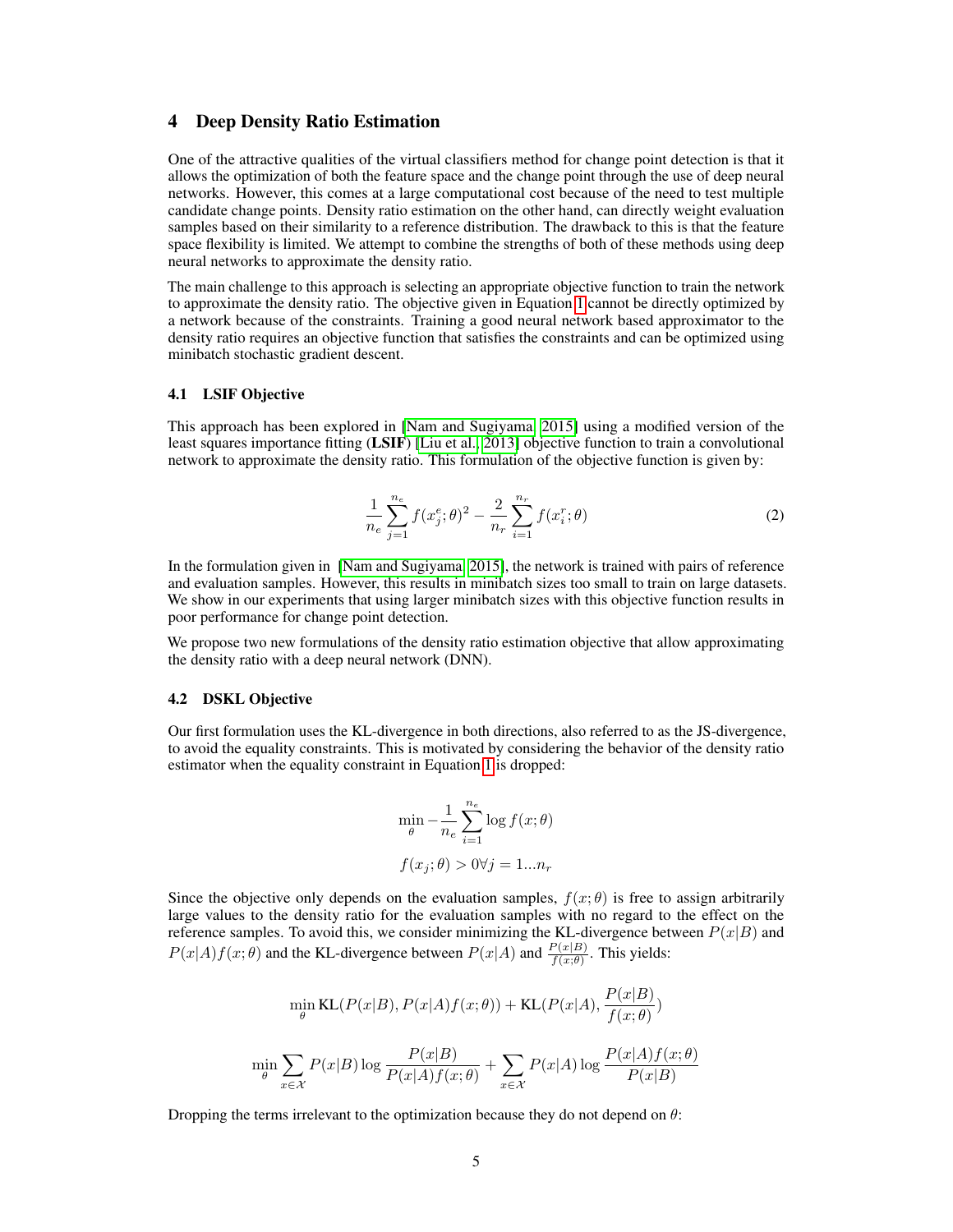## 4 Deep Density Ratio Estimation

One of the attractive qualities of the virtual classifiers method for change point detection is that it allows the optimization of both the feature space and the change point through the use of deep neural networks. However, this comes at a large computational cost because of the need to test multiple candidate change points. Density ratio estimation on the other hand, can directly weight evaluation samples based on their similarity to a reference distribution. The drawback to this is that the feature space flexibility is limited. We attempt to combine the strengths of both of these methods using deep neural networks to approximate the density ratio.

The main challenge to this approach is selecting an appropriate objective function to train the network to approximate the density ratio. The objective given in Equation 1 cannot be directly optimized by a network because of the constraints. Training a good neural network based approximator to the density ratio requires an objective function that satisfies the constraints and can be optimized using minibatch stochastic gradient descent.

### 4.1 LSIF Objective

This approach has been explored in [Nam and Sugiyama, 2015] using a modified version of the least squares importance fitting (**LSIF**) [Liu et al., 2013] objective function to train a convolutional network to approximate the density ratio. This formulation of the objective function is given by:

$$\frac{1}{n_e}\sum_{j=1}^{n_e} f(x_j^e;\theta)^2 - \frac{2}{n_r}\sum_{i=1}^{n_r} f(x_i^r;\theta) \tag{2}$$

In the formulation given in [Nam and Sugiyama, 2015], the network is trained with pairs of reference and evaluation samples. However, this results in minibatch sizes too small to train on large datasets. We show in our experiments that using larger minibatch sizes with this objective function results in poor performance for change point detection.

We propose two new formulations of the density ratio estimation objective that allow approximating the density ratio with a deep neural network (DNN).

### 4.2 DSKL Objective

Our first formulation uses the KL-divergence in both directions, also referred to as the JS-divergence, to avoid the equality constraints. This is motivated by considering the behavior of the density ratio estimator when the equality constraint in Equation 1 is dropped:

$$\min_\theta -\frac{1}{n_e}\sum_{i=1}^{n_e}\log f(x;\theta)$$

$$f(x_j;\theta) > 0 \forall j = 1...n_r$$

Since the objective only depends on the evaluation samples, $f(x;\theta)$ is free to assign arbitrarily large values to the density ratio for the evaluation samples with no regard to the effect on the reference samples. To avoid this, we consider minimizing the KL-divergence between $P(x|B)$ and $P(x|A)f(x;\theta)$ and the KL-divergence between $P(x|A)$ and $\frac{P(x|B)}{f(x;\theta)}$. This yields:

$$\min_\theta \text{KL}(P(x|B), P(x|A)f(x;\theta)) + \text{KL}(P(x|A), \frac{P(x|B)}{f(x;\theta)})$$

$$\min_\theta \sum_{x\in\mathcal{X}} P(x|B)\log\frac{P(x|B)}{P(x|A)f(x;\theta)} + \sum_{x\in\mathcal{X}} P(x|A)\log\frac{P(x|A)f(x;\theta)}{P(x|B)}$$

Dropping the terms irrelevant to the optimization because they do not depend on $\theta$: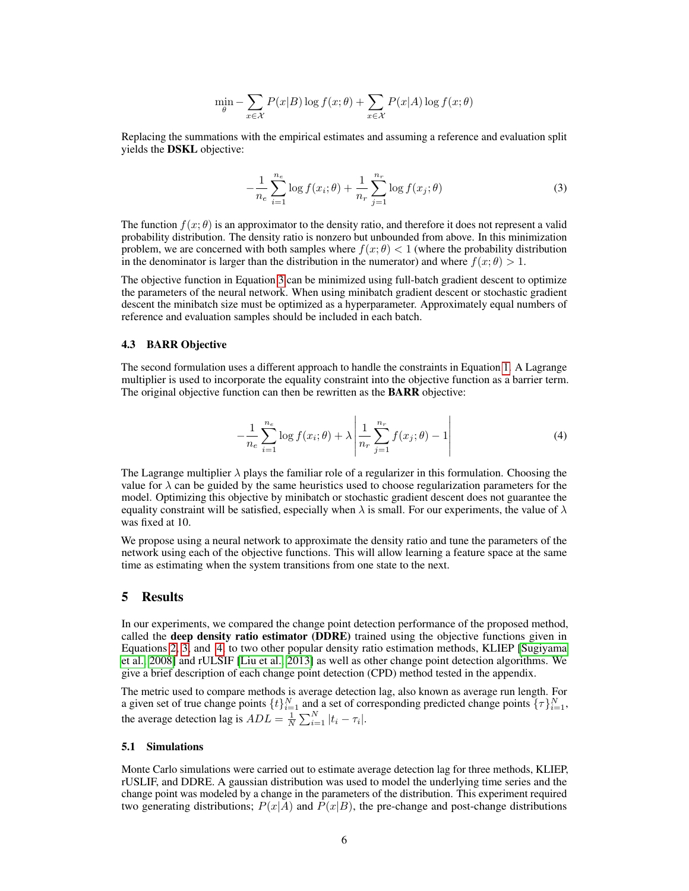$$\min_{\theta} -\sum_{x \in \mathcal{X}} P(x|B) \log f(x;\theta) + \sum_{x \in \mathcal{X}} P(x|A) \log f(x;\theta)$$

Replacing the summations with the empirical estimates and assuming a reference and evaluation split yields the **DSKL** objective:

$$-\frac{1}{n_e} \sum_{i=1}^{n_e} \log f(x_i;\theta) + \frac{1}{n_r} \sum_{j=1}^{n_r} \log f(x_j;\theta) \tag{3}$$

The function $f(x;\theta)$ is an approximator to the density ratio, and therefore it does not represent a valid probability distribution. The density ratio is nonzero but unbounded from above. In this minimization problem, we are concerned with both samples where $f(x;\theta) < 1$ (where the probability distribution in the denominator is larger than the distribution in the numerator) and where $f(x;\theta) > 1$.

The objective function in Equation 3 can be minimized using full-batch gradient descent to optimize the parameters of the neural network. When using minibatch gradient descent or stochastic gradient descent the minibatch size must be optimized as a hyperparameter. Approximately equal numbers of reference and evaluation samples should be included in each batch.

### 4.3 BARR Objective

The second formulation uses a different approach to handle the constraints in Equation 1. A Lagrange multiplier is used to incorporate the equality constraint into the objective function as a barrier term. The original objective function can then be rewritten as the **BARR** objective:

$$-\frac{1}{n_e} \sum_{i=1}^{n_e} \log f(x_i;\theta) + \lambda \left| \frac{1}{n_r} \sum_{j=1}^{n_r} f(x_j;\theta) - 1 \right| \tag{4}$$

The Lagrange multiplier $\lambda$ plays the familiar role of a regularizer in this formulation. Choosing the value for $\lambda$ can be guided by the same heuristics used to choose regularization parameters for the model. Optimizing this objective by minibatch or stochastic gradient descent does not guarantee the equality constraint will be satisfied, especially when $\lambda$ is small. For our experiments, the value of $\lambda$ was fixed at 10.

We propose using a neural network to approximate the density ratio and tune the parameters of the network using each of the objective functions. This will allow learning a feature space at the same time as estimating when the system transitions from one state to the next.

## 5 Results

In our experiments, we compared the change point detection performance of the proposed method, called the **deep density ratio estimator (DDRE)** trained using the objective functions given in Equations 2, 3, and 4, to two other popular density ratio estimation methods, KLIEP [Sugiyama et al., 2008] and rULSIF [Liu et al., 2013] as well as other change point detection algorithms. We give a brief description of each change point detection (CPD) method tested in the appendix.

The metric used to compare methods is average detection lag, also known as average run length. For a given set of true change points $\{t\}_{i=1}^{N}$ and a set of corresponding predicted change points $\{\tau\}_{i=1}^{N}$, the average detection lag is $ADL = \frac{1}{N}\sum_{i=1}^{N} |t_i - \tau_i|$.

### 5.1 Simulations

Monte Carlo simulations were carried out to estimate average detection lag for three methods, KLIEP, rUSLIF, and DDRE. A gaussian distribution was used to model the underlying time series and the change point was modeled by a change in the parameters of the distribution. This experiment required two generating distributions; $P(x|A)$ and $P(x|B)$, the pre-change and post-change distributions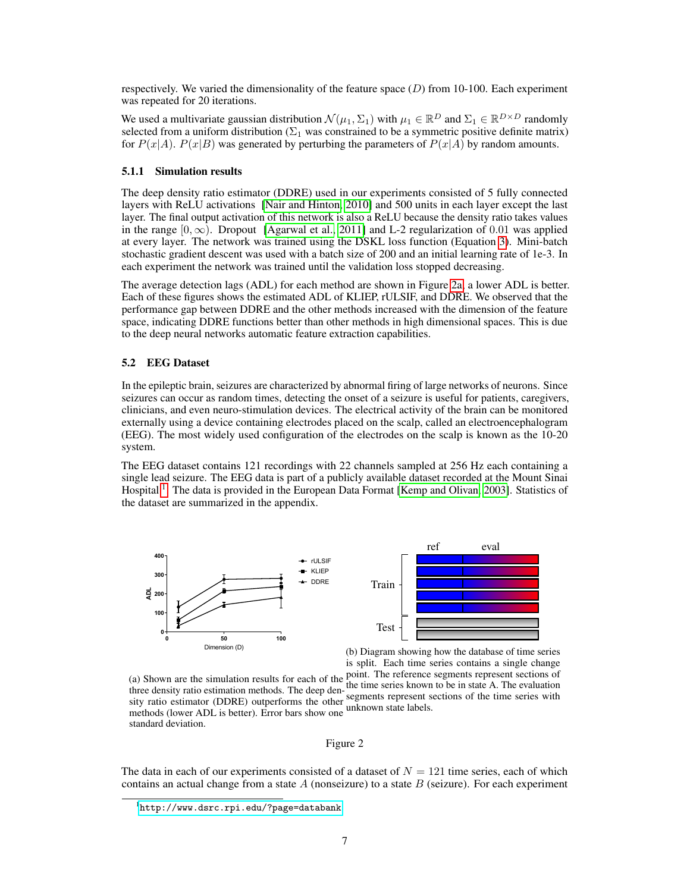respectively. We varied the dimensionality of the feature space ($D$) from 10-100. Each experiment was repeated for 20 iterations.

We used a multivariate gaussian distribution $\mathcal{N}(\mu_1, \Sigma_1)$ with $\mu_1 \in \mathbb{R}^D$ and $\Sigma_1 \in \mathbb{R}^{D \times D}$ randomly selected from a uniform distribution ($\Sigma_1$ was constrained to be a symmetric positive definite matrix) for $P(x|A)$. $P(x|B)$ was generated by perturbing the parameters of $P(x|A)$ by random amounts.

#### 5.1.1 Simulation results

The deep density ratio estimator (DDRE) used in our experiments consisted of 5 fully connected layers with ReLU activations [Nair and Hinton, 2010] and 500 units in each layer except the last layer. The final output activation of this network is also a ReLU because the density ratio takes values in the range $[0, \infty)$. Dropout [Agarwal et al., 2011] and L-2 regularization of 0.01 was applied at every layer. The network was trained using the DSKL loss function (Equation 3). Mini-batch stochastic gradient descent was used with a batch size of 200 and an initial learning rate of 1e-3. In each experiment the network was trained until the validation loss stopped decreasing.

The average detection lags (ADL) for each method are shown in Figure 2a, a lower ADL is better. Each of these figures shows the estimated ADL of KLIEP, rULSIF, and DDRE. We observed that the performance gap between DDRE and the other methods increased with the dimension of the feature space, indicating DDRE functions better than other methods in high dimensional spaces. This is due to the deep neural networks automatic feature extraction capabilities.

### 5.2 EEG Dataset

In the epileptic brain, seizures are characterized by abnormal firing of large networks of neurons. Since seizures can occur as random times, detecting the onset of a seizure is useful for patients, caregivers, clinicians, and even neuro-stimulation devices. The electrical activity of the brain can be monitored externally using a device containing electrodes placed on the scalp, called an electroencephalogram (EEG). The most widely used configuration of the electrodes on the scalp is known as the 10-20 system.

The EEG dataset contains 121 recordings with 22 channels sampled at 256 Hz each containing a single lead seizure. The EEG data is part of a publicly available dataset recorded at the Mount Sinai Hospital [1]. The data is provided in the European Data Format [Kemp and Olivan, 2003]. Statistics of the dataset are summarized in the appendix.

(a) Shown are the simulation results for each of the three density ratio estimation methods. The deep density ratio estimator (DDRE) outperforms the other methods (lower ADL is better). Error bars show one standard deviation.

(b) Diagram showing how the database of time series is split. Each time series contains a single change point. The reference segments represent sections of the time series known to be in state A. The evaluation segments represent sections of the time series with unknown state labels.

Figure 2

The data in each of our experiments consisted of a dataset of $N = 121$ time series, each of which contains an actual change from a state $A$ (nonseizure) to a state $B$ (seizure). For each experiment

[1] http://www.dsrc.rpi.edu/?page=databank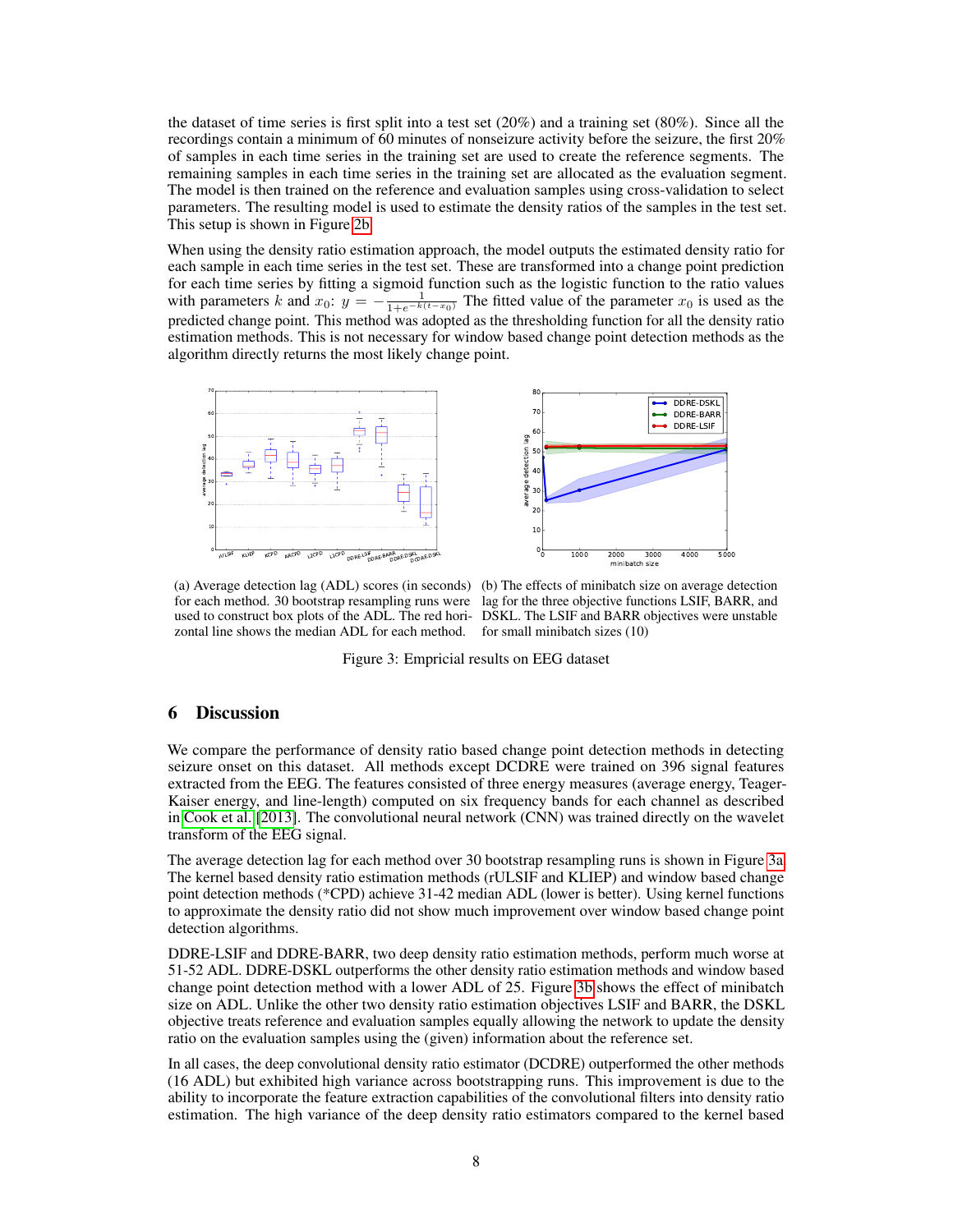the dataset of time series is first split into a test set (20%) and a training set (80%). Since all the recordings contain a minimum of 60 minutes of nonseizure activity before the seizure, the first 20% of samples in each time series in the training set are used to create the reference segments. The remaining samples in each time series in the training set are allocated as the evaluation segment. The model is then trained on the reference and evaluation samples using cross-validation to select parameters. The resulting model is used to estimate the density ratios of the samples in the test set. This setup is shown in Figure 2b.

When using the density ratio estimation approach, the model outputs the estimated density ratio for each sample in each time series in the test set. These are transformed into a change point prediction for each time series by fitting a sigmoid function such as the logistic function to the ratio values with parameters $k$ and $x_0$: $y = -\frac{1}{1+e^{-k(t-x_0)}}$. The fitted value of the parameter $x_0$ is used as the predicted change point. This method was adopted as the thresholding function for all the density ratio estimation methods. This is not necessary for window based change point detection methods as the algorithm directly returns the most likely change point.

(a) Average detection lag (ADL) scores (in seconds) for each method. 30 bootstrap resampling runs were used to construct box plots of the ADL. The red horizontal line shows the median ADL for each method.

(b) The effects of minibatch size on average detection lag for the three objective functions LSIF, BARR, and DSKL. The LSIF and BARR objectives were unstable for small minibatch sizes (10)

Figure 3: Empricial results on EEG dataset

## 6 Discussion

We compare the performance of density ratio based change point detection methods in detecting seizure onset on this dataset. All methods except DCDRE were trained on 396 signal features extracted from the EEG. The features consisted of three energy measures (average energy, Teager-Kaiser energy, and line-length) computed on six frequency bands for each channel as described in Cook et al. [2013]. The convolutional neural network (CNN) was trained directly on the wavelet transform of the EEG signal.

The average detection lag for each method over 30 bootstrap resampling runs is shown in Figure 3a. The kernel based density ratio estimation methods (rULSIF and KLIEP) and window based change point detection methods (*CPD) achieve 31-42 median ADL (lower is better). Using kernel functions to approximate the density ratio did not show much improvement over window based change point detection algorithms.

DDRE-LSIF and DDRE-BARR, two deep density ratio estimation methods, perform much worse at 51-52 ADL. DDRE-DSKL outperforms the other density ratio estimation methods and window based change point detection method with a lower ADL of 25. Figure 3b shows the effect of minibatch size on ADL. Unlike the other two density ratio estimation objectives LSIF and BARR, the DSKL objective treats reference and evaluation samples equally allowing the network to update the density ratio on the evaluation samples using the (given) information about the reference set.

In all cases, the deep convolutional density ratio estimator (DCDRE) outperformed the other methods (16 ADL) but exhibited high variance across bootstrapping runs. This improvement is due to the ability to incorporate the feature extraction capabilities of the convolutional filters into density ratio estimation. The high variance of the deep density ratio estimators compared to the kernel based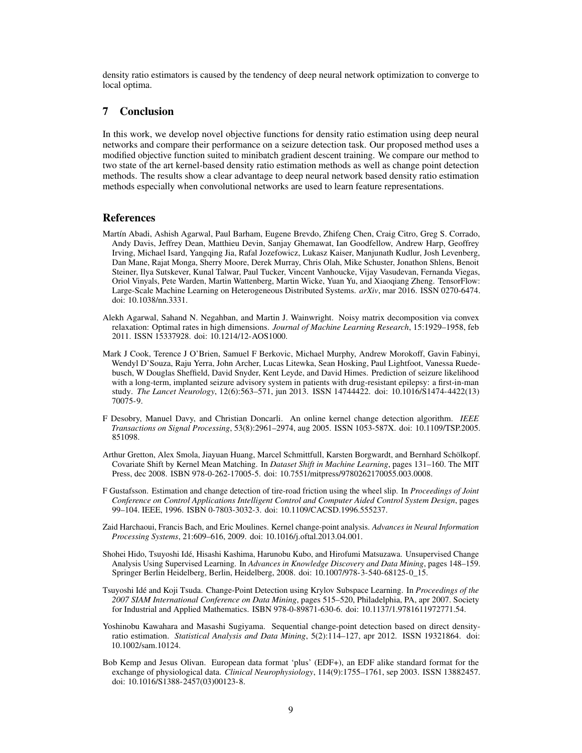density ratio estimators is caused by the tendency of deep neural network optimization to converge to local optima.

## 7 Conclusion

In this work, we develop novel objective functions for density ratio estimation using deep neural networks and compare their performance on a seizure detection task. Our proposed method uses a modified objective function suited to minibatch gradient descent training. We compare our method to two state of the art kernel-based density ratio estimation methods as well as change point detection methods. The results show a clear advantage to deep neural network based density ratio estimation methods especially when convolutional networks are used to learn feature representations.

## References

Martín Abadi, Ashish Agarwal, Paul Barham, Eugene Brevdo, Zhifeng Chen, Craig Citro, Greg S. Corrado, Andy Davis, Jeffrey Dean, Matthieu Devin, Sanjay Ghemawat, Ian Goodfellow, Andrew Harp, Geoffrey Irving, Michael Isard, Yangqing Jia, Rafal Jozefowicz, Lukasz Kaiser, Manjunath Kudlur, Josh Levenberg, Dan Mane, Rajat Monga, Sherry Moore, Derek Murray, Chris Olah, Mike Schuster, Jonathon Shlens, Benoit Steiner, Ilya Sutskever, Kunal Talwar, Paul Tucker, Vincent Vanhoucke, Vijay Vasudevan, Fernanda Viegas, Oriol Vinyals, Pete Warden, Martin Wattenberg, Martin Wicke, Yuan Yu, and Xiaoqiang Zheng. TensorFlow: Large-Scale Machine Learning on Heterogeneous Distributed Systems. *arXiv*, mar 2016. ISSN 0270-6474. doi: 10.1038/nn.3331.

Alekh Agarwal, Sahand N. Negahban, and Martin J. Wainwright. Noisy matrix decomposition via convex relaxation: Optimal rates in high dimensions. *Journal of Machine Learning Research*, 15:1929–1958, feb 2011. ISSN 15337928. doi: 10.1214/12-AOS1000.

Mark J Cook, Terence J O'Brien, Samuel F Berkovic, Michael Murphy, Andrew Morokoff, Gavin Fabinyi, Wendyl D'Souza, Raju Yerra, John Archer, Lucas Litewka, Sean Hosking, Paul Lightfoot, Vanessa Ruedebusch, W Douglas Sheffield, David Snyder, Kent Leyde, and David Himes. Prediction of seizure likelihood with a long-term, implanted seizure advisory system in patients with drug-resistant epilepsy: a first-in-man study. *The Lancet Neurology*, 12(6):563–571, jun 2013. ISSN 14744422. doi: 10.1016/S1474-4422(13) 70075-9.

F Desobry, Manuel Davy, and Christian Doncarli. An online kernel change detection algorithm. *IEEE Transactions on Signal Processing*, 53(8):2961–2974, aug 2005. ISSN 1053-587X. doi: 10.1109/TSP.2005. 851098.

Arthur Gretton, Alex Smola, Jiayuan Huang, Marcel Schmittfull, Karsten Borgwardt, and Bernhard Schölkopf. Covariate Shift by Kernel Mean Matching. In *Dataset Shift in Machine Learning*, pages 131–160. The MIT Press, dec 2008. ISBN 978-0-262-17005-5. doi: 10.7551/mitpress/9780262170055.003.0008.

F Gustafsson. Estimation and change detection of tire-road friction using the wheel slip. In *Proceedings of Joint Conference on Control Applications Intelligent Control and Computer Aided Control System Design*, pages 99–104. IEEE, 1996. ISBN 0-7803-3032-3. doi: 10.1109/CACSD.1996.555237.

Zaid Harchaoui, Francis Bach, and Eric Moulines. Kernel change-point analysis. *Advances in Neural Information Processing Systems*, 21:609–616, 2009. doi: 10.1016/j.oftal.2013.04.001.

Shohei Hido, Tsuyoshi Idé, Hisashi Kashima, Harunobu Kubo, and Hirofumi Matsuzawa. Unsupervised Change Analysis Using Supervised Learning. In *Advances in Knowledge Discovery and Data Mining*, pages 148–159. Springer Berlin Heidelberg, Berlin, Heidelberg, 2008. doi: 10.1007/978-3-540-68125-0_15.

Tsuyoshi Idé and Koji Tsuda. Change-Point Detection using Krylov Subspace Learning. In *Proceedings of the 2007 SIAM International Conference on Data Mining*, pages 515–520, Philadelphia, PA, apr 2007. Society for Industrial and Applied Mathematics. ISBN 978-0-89871-630-6. doi: 10.1137/1.9781611972771.54.

Yoshinobu Kawahara and Masashi Sugiyama. Sequential change-point detection based on direct density-ratio estimation. *Statistical Analysis and Data Mining*, 5(2):114–127, apr 2012. ISSN 19321864. doi: 10.1002/sam.10124.

Bob Kemp and Jesus Olivan. European data format 'plus' (EDF+), an EDF alike standard format for the exchange of physiological data. *Clinical Neurophysiology*, 114(9):1755–1761, sep 2003. ISSN 13882457. doi: 10.1016/S1388-2457(03)00123-8.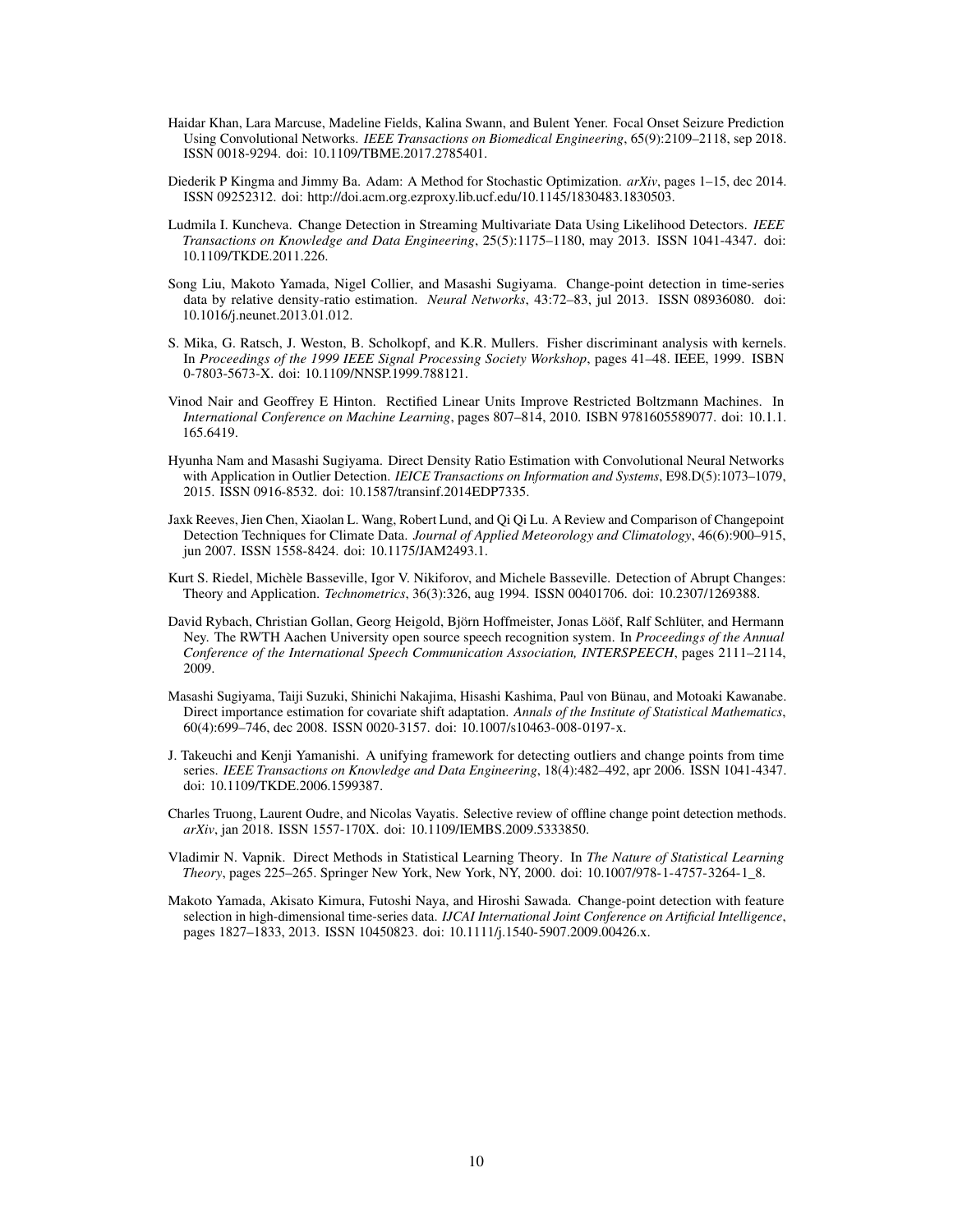Haidar Khan, Lara Marcuse, Madeline Fields, Kalina Swann, and Bulent Yener. Focal Onset Seizure Prediction Using Convolutional Networks. *IEEE Transactions on Biomedical Engineering*, 65(9):2109–2118, sep 2018. ISSN 0018-9294. doi: 10.1109/TBME.2017.2785401.

Diederik P Kingma and Jimmy Ba. Adam: A Method for Stochastic Optimization. *arXiv*, pages 1–15, dec 2014. ISSN 09252312. doi: http://doi.acm.org.ezproxy.lib.ucf.edu/10.1145/1830483.1830503.

Ludmila I. Kuncheva. Change Detection in Streaming Multivariate Data Using Likelihood Detectors. *IEEE Transactions on Knowledge and Data Engineering*, 25(5):1175–1180, may 2013. ISSN 1041-4347. doi: 10.1109/TKDE.2011.226.

Song Liu, Makoto Yamada, Nigel Collier, and Masashi Sugiyama. Change-point detection in time-series data by relative density-ratio estimation. *Neural Networks*, 43:72–83, jul 2013. ISSN 08936080. doi: 10.1016/j.neunet.2013.01.012.

S. Mika, G. Ratsch, J. Weston, B. Scholkopf, and K.R. Mullers. Fisher discriminant analysis with kernels. In *Proceedings of the 1999 IEEE Signal Processing Society Workshop*, pages 41–48. IEEE, 1999. ISBN 0-7803-5673-X. doi: 10.1109/NNSP.1999.788121.

Vinod Nair and Geoffrey E Hinton. Rectified Linear Units Improve Restricted Boltzmann Machines. In *International Conference on Machine Learning*, pages 807–814, 2010. ISBN 9781605589077. doi: 10.1.1.165.6419.

Hyunha Nam and Masashi Sugiyama. Direct Density Ratio Estimation with Convolutional Neural Networks with Application in Outlier Detection. *IEICE Transactions on Information and Systems*, E98.D(5):1073–1079, 2015. ISSN 0916-8532. doi: 10.1587/transinf.2014EDP7335.

Jaxk Reeves, Jien Chen, Xiaolan L. Wang, Robert Lund, and Qi Qi Lu. A Review and Comparison of Changepoint Detection Techniques for Climate Data. *Journal of Applied Meteorology and Climatology*, 46(6):900–915, jun 2007. ISSN 1558-8424. doi: 10.1175/JAM2493.1.

Kurt S. Riedel, Michèle Basseville, Igor V. Nikiforov, and Michele Basseville. Detection of Abrupt Changes: Theory and Application. *Technometrics*, 36(3):326, aug 1994. ISSN 00401706. doi: 10.2307/1269388.

David Rybach, Christian Gollan, Georg Heigold, Björn Hoffmeister, Jonas Lööf, Ralf Schlüter, and Hermann Ney. The RWTH Aachen University open source speech recognition system. In *Proceedings of the Annual Conference of the International Speech Communication Association, INTERSPEECH*, pages 2111–2114, 2009.

Masashi Sugiyama, Taiji Suzuki, Shinichi Nakajima, Hisashi Kashima, Paul von Bünau, and Motoaki Kawanabe. Direct importance estimation for covariate shift adaptation. *Annals of the Institute of Statistical Mathematics*, 60(4):699–746, dec 2008. ISSN 0020-3157. doi: 10.1007/s10463-008-0197-x.

J. Takeuchi and Kenji Yamanishi. A unifying framework for detecting outliers and change points from time series. *IEEE Transactions on Knowledge and Data Engineering*, 18(4):482–492, apr 2006. ISSN 1041-4347. doi: 10.1109/TKDE.2006.1599387.

Charles Truong, Laurent Oudre, and Nicolas Vayatis. Selective review of offline change point detection methods. *arXiv*, jan 2018. ISSN 1557-170X. doi: 10.1109/IEMBS.2009.5333850.

Vladimir N. Vapnik. Direct Methods in Statistical Learning Theory. In *The Nature of Statistical Learning Theory*, pages 225–265. Springer New York, New York, NY, 2000. doi: 10.1007/978-1-4757-3264-1_8.

Makoto Yamada, Akisato Kimura, Futoshi Naya, and Hiroshi Sawada. Change-point detection with feature selection in high-dimensional time-series data. *IJCAI International Joint Conference on Artificial Intelligence*, pages 1827–1833, 2013. ISSN 10450823. doi: 10.1111/j.1540-5907.2009.00426.x.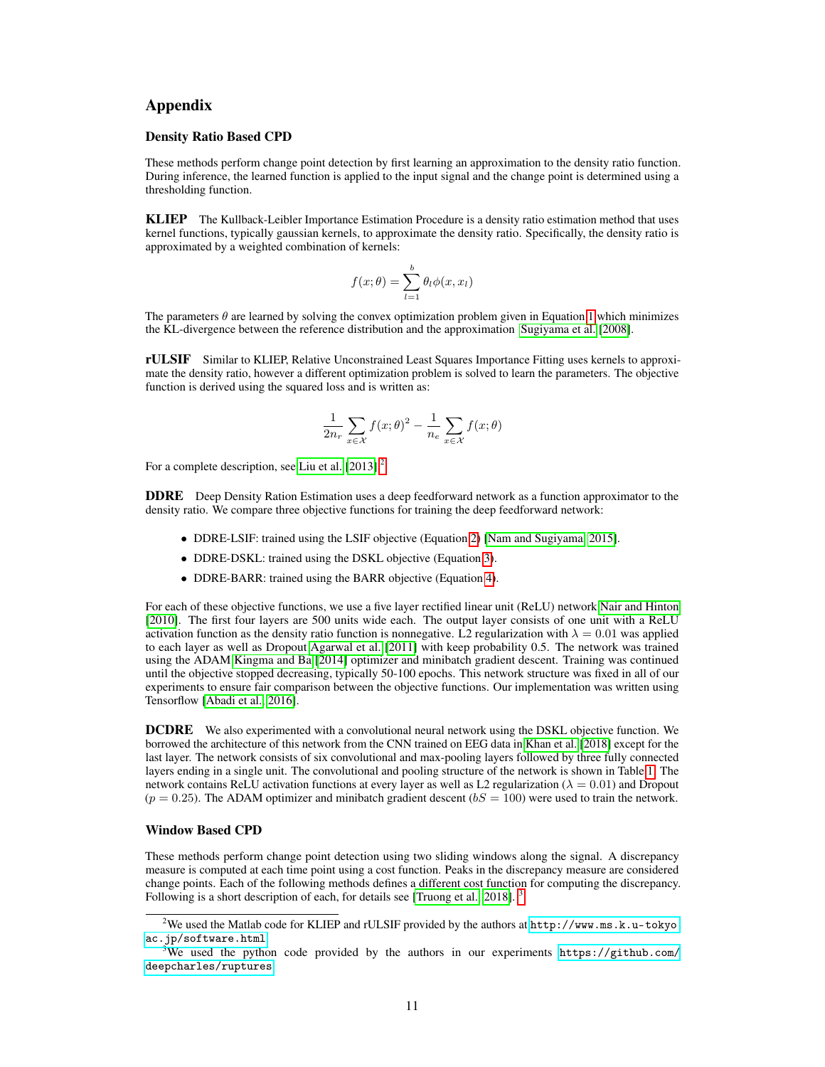## Appendix

### Density Ratio Based CPD

These methods perform change point detection by first learning an approximation to the density ratio function. During inference, the learned function is applied to the input signal and the change point is determined using a thresholding function.

**KLIEP** The Kullback-Leibler Importance Estimation Procedure is a density ratio estimation method that uses kernel functions, typically gaussian kernels, to approximate the density ratio. Specifically, the density ratio is approximated by a weighted combination of kernels:

$$f(x;\theta) = \sum_{l=1}^{b} \theta_l \phi(x, x_l)$$

The parameters $\theta$ are learned by solving the convex optimization problem given in Equation 1 which minimizes the KL-divergence between the reference distribution and the approximation Sugiyama et al. [2008].

**rULSIF** Similar to KLIEP, Relative Unconstrained Least Squares Importance Fitting uses kernels to approximate the density ratio, however a different optimization problem is solved to learn the parameters. The objective function is derived using the squared loss and is written as:

$$\frac{1}{2n_r} \sum_{x \in \mathcal{X}} f(x;\theta)^2 - \frac{1}{n_e} \sum_{x \in \mathcal{X}} f(x;\theta)$$

For a complete description, see Liu et al. [2013].[2]

**DDRE** Deep Density Ration Estimation uses a deep feedforward network as a function approximator to the density ratio. We compare three objective functions for training the deep feedforward network:

- DDRE-LSIF: trained using the LSIF objective (Equation 2) [Nam and Sugiyama, 2015].
- DDRE-DSKL: trained using the DSKL objective (Equation 3).
- DDRE-BARR: trained using the BARR objective (Equation 4).

For each of these objective functions, we use a five layer rectified linear unit (ReLU) network Nair and Hinton [2010]. The first four layers are 500 units wide each. The output layer consists of one unit with a ReLU activation function as the density ratio function is nonnegative. L2 regularization with $\lambda = 0.01$ was applied to each layer as well as Dropout Agarwal et al. [2011] with keep probability 0.5. The network was trained using the ADAM Kingma and Ba [2014] optimizer and minibatch gradient descent. Training was continued until the objective stopped decreasing, typically 50-100 epochs. This network structure was fixed in all of our experiments to ensure fair comparison between the objective functions. Our implementation was written using Tensorflow [Abadi et al., 2016].

**DCDRE** We also experimented with a convolutional neural network using the DSKL objective function. We borrowed the architecture of this network from the CNN trained on EEG data in Khan et al. [2018] except for the last layer. The network consists of six convolutional and max-pooling layers followed by three fully connected layers ending in a single unit. The convolutional and pooling structure of the network is shown in Table 1. The network contains ReLU activation functions at every layer as well as L2 regularization ($\lambda = 0.01$) and Dropout ($p = 0.25$). The ADAM optimizer and minibatch gradient descent ($bS = 100$) were used to train the network.

### Window Based CPD

These methods perform change point detection using two sliding windows along the signal. A discrepancy measure is computed at each time point using a cost function. Peaks in the discrepancy measure are considered change points. Each of the following methods defines a different cost function for computing the discrepancy. Following is a short description of each, for details see [Truong et al., 2018].[3]

[2] We used the Matlab code for KLIEP and rULSIF provided by the authors at http://www.ms.k.u-tokyo.ac.jp/software.html

[3] We used the python code provided by the authors in our experiments https://github.com/deepcharles/ruptures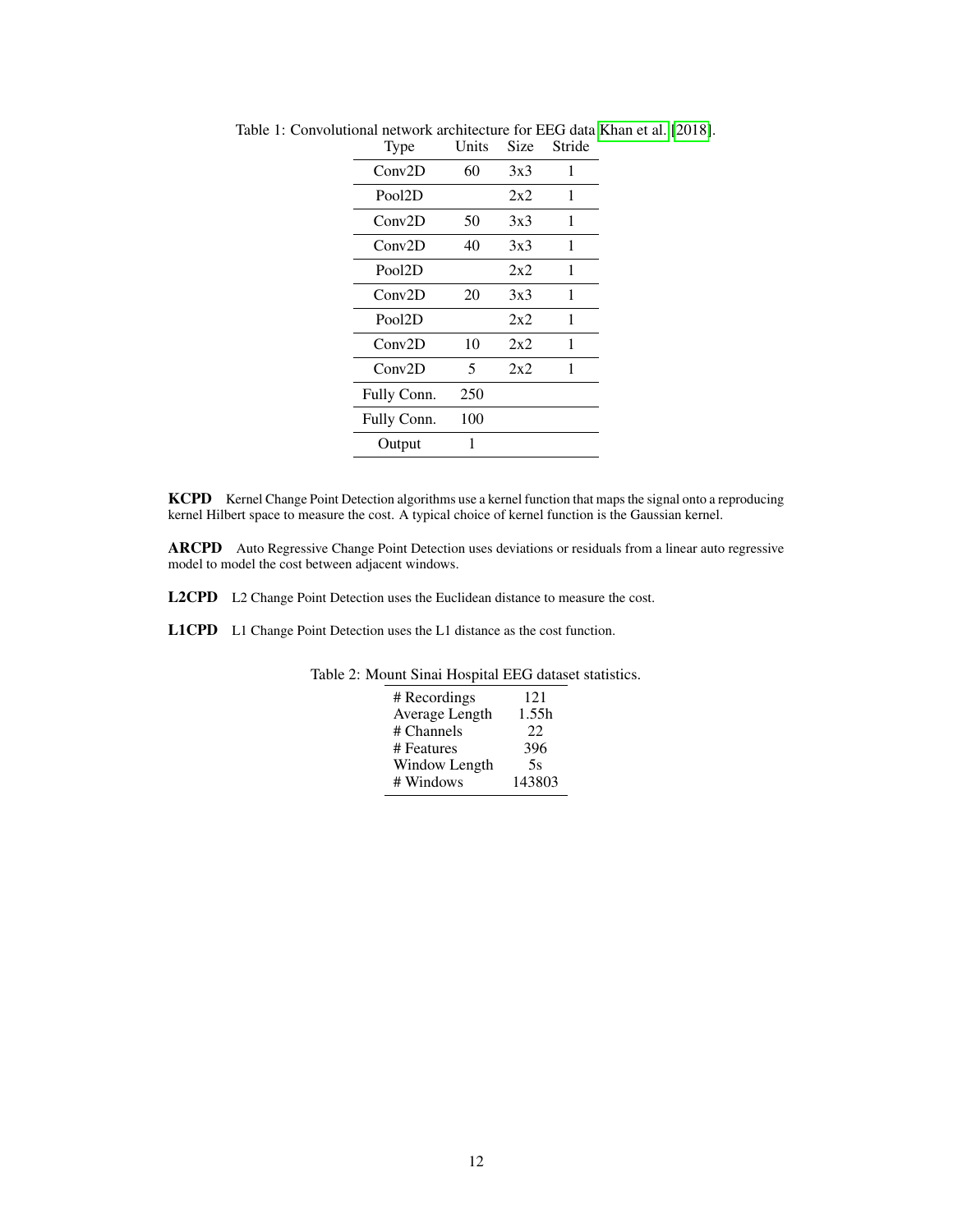Table 1: Convolutional network architecture for EEG data Khan et al. [2018].

| Type | Units | Size | Stride |
|---|---|---|---|
| Conv2D | 60 | 3x3 | 1 |
| Pool2D | | 2x2 | 1 |
| Conv2D | 50 | 3x3 | 1 |
| Conv2D | 40 | 3x3 | 1 |
| Pool2D | | 2x2 | 1 |
| Conv2D | 20 | 3x3 | 1 |
| Pool2D | | 2x2 | 1 |
| Conv2D | 10 | 2x2 | 1 |
| Conv2D | 5 | 2x2 | 1 |
| Fully Conn. | 250 | | |
| Fully Conn. | 100 | | |
| Output | 1 | | |

**KCPD** Kernel Change Point Detection algorithms use a kernel function that maps the signal onto a reproducing kernel Hilbert space to measure the cost. A typical choice of kernel function is the Gaussian kernel.

**ARCPD** Auto Regressive Change Point Detection uses deviations or residuals from a linear auto regressive model to model the cost between adjacent windows.

**L2CPD** L2 Change Point Detection uses the Euclidean distance to measure the cost.

**L1CPD** L1 Change Point Detection uses the L1 distance as the cost function.

Table 2: Mount Sinai Hospital EEG dataset statistics.

| | |
|---|---|
| # Recordings | 121 |
| Average Length | 1.55h |
| # Channels | 22 |
| # Features | 396 |
| Window Length | 5s |
| # Windows | 143803 |